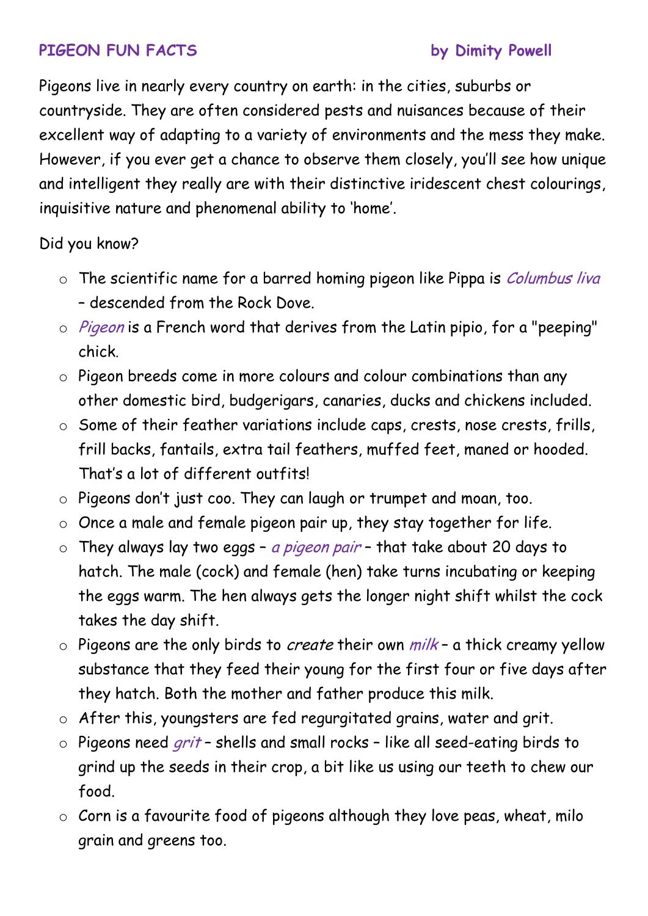# PIGEON FUN FACTS

**by Dimity Powell**

Pigeons live in nearly every country on earth: in the cities, suburbs or countryside. They are often considered pests and nuisances because of their excellent way of adapting to a variety of environments and the mess they make. However, if you ever get a chance to observe them closely, you'll see how unique and intelligent they really are with their distinctive iridescent chest colourings, inquisitive nature and phenomenal ability to 'home'.

Did you know?

- The scientific name for a barred homing pigeon like Pippa is *Columbus liva* – descended from the Rock Dove.
- *Pigeon* is a French word that derives from the Latin pipio, for a "peeping" chick.
- Pigeon breeds come in more colours and colour combinations than any other domestic bird, budgerigars, canaries, ducks and chickens included.
- Some of their feather variations include caps, crests, nose crests, frills, frill backs, fantails, extra tail feathers, muffed feet, maned or hooded. That's a lot of different outfits!
- Pigeons don't just coo. They can laugh or trumpet and moan, too.
- Once a male and female pigeon pair up, they stay together for life.
- They always lay two eggs – *a pigeon pair* – that take about 20 days to hatch. The male (cock) and female (hen) take turns incubating or keeping the eggs warm. The hen always gets the longer night shift whilst the cock takes the day shift.
- Pigeons are the only birds to *create* their own *milk* – a thick creamy yellow substance that they feed their young for the first four or five days after they hatch. Both the mother and father produce this milk.
- After this, youngsters are fed regurgitated grains, water and grit.
- Pigeons need *grit* – shells and small rocks – like all seed-eating birds to grind up the seeds in their crop, a bit like us using our teeth to chew our food.
- Corn is a favourite food of pigeons although they love peas, wheat, milo grain and greens too.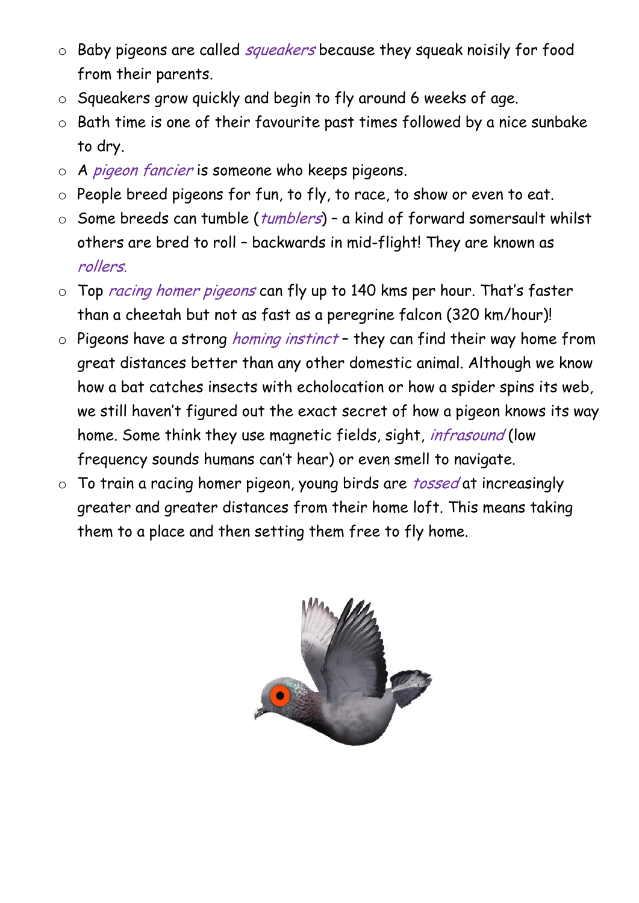- Baby pigeons are called *squeakers* because they squeak noisily for food from their parents.
- Squeakers grow quickly and begin to fly around 6 weeks of age.
- Bath time is one of their favourite past times followed by a nice sunbake to dry.
- A *pigeon fancier* is someone who keeps pigeons.
- People breed pigeons for fun, to fly, to race, to show or even to eat.
- Some breeds can tumble (*tumblers*) – a kind of forward somersault whilst others are bred to roll – backwards in mid-flight! They are known as *rollers*.
- Top *racing homer pigeons* can fly up to 140 kms per hour. That's faster than a cheetah but not as fast as a peregrine falcon (320 km/hour)!
- Pigeons have a strong *homing instinct* – they can find their way home from great distances better than any other domestic animal. Although we know how a bat catches insects with echolocation or how a spider spins its web, we still haven't figured out the exact secret of how a pigeon knows its way home. Some think they use magnetic fields, sight, *infrasound* (low frequency sounds humans can't hear) or even smell to navigate.
- To train a racing homer pigeon, young birds are *tossed* at increasingly greater and greater distances from their home loft. This means taking them to a place and then setting them free to fly home.